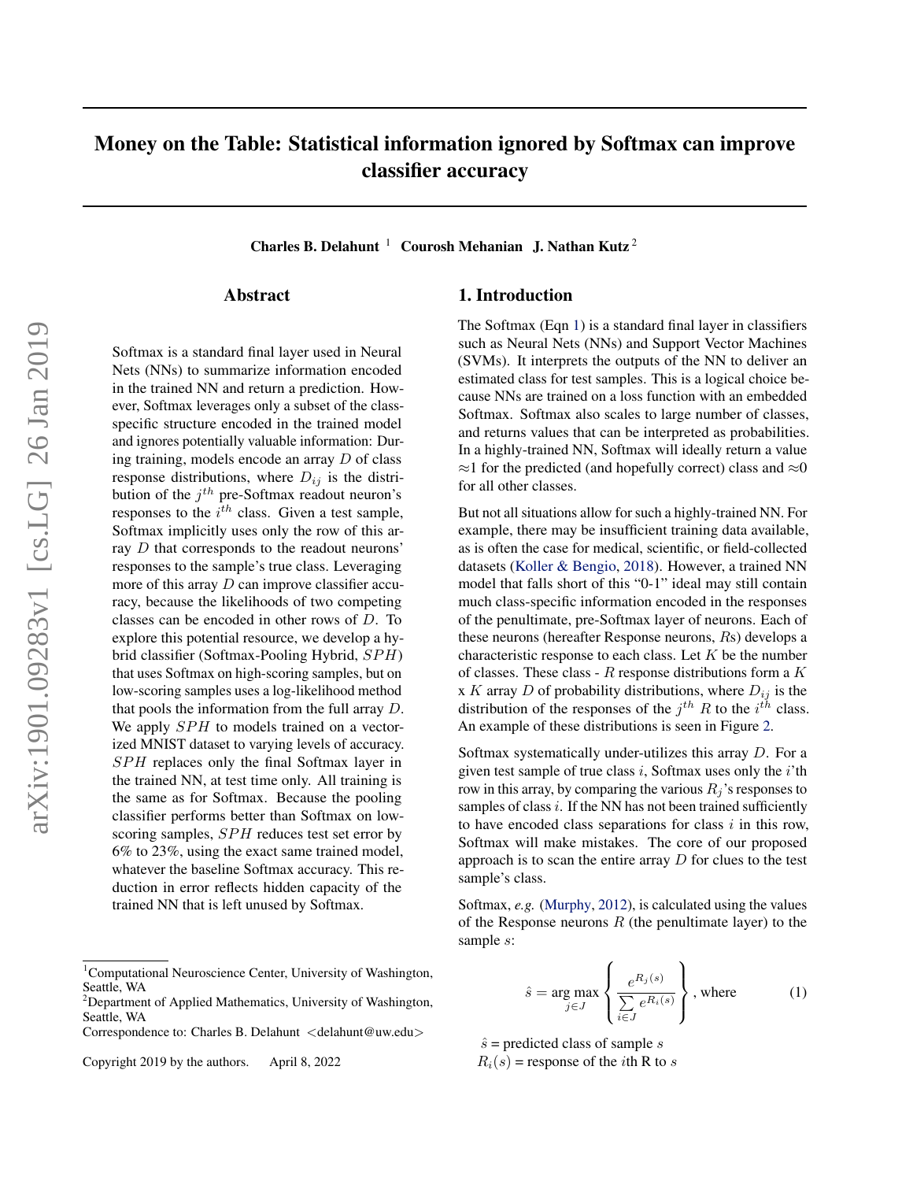# Money on the Table: Statistical information ignored by Softmax can improve classifier accuracy

**Charles B. Delahunt** [1] **Courosh Mehanian** **J. Nathan Kutz** [2]

## Abstract

Softmax is a standard final layer used in Neural Nets (NNs) to summarize information encoded in the trained NN and return a prediction. However, Softmax leverages only a subset of the class-specific structure encoded in the trained model and ignores potentially valuable information: During training, models encode an array $D$ of class response distributions, where $D_{ij}$ is the distribution of the $j^{th}$ pre-Softmax readout neuron's responses to the $i^{th}$ class. Given a test sample, Softmax implicitly uses only the row of this array $D$ that corresponds to the readout neurons' responses to the sample's true class. Leveraging more of this array $D$ can improve classifier accuracy, because the likelihoods of two competing classes can be encoded in other rows of $D$. To explore this potential resource, we develop a hybrid classifier (Softmax-Pooling Hybrid, $SPH$) that uses Softmax on high-scoring samples, but on low-scoring samples uses a log-likelihood method that pools the information from the full array $D$. We apply $SPH$ to models trained on a vectorized MNIST dataset to varying levels of accuracy. $SPH$ replaces only the final Softmax layer in the trained NN, at test time only. All training is the same as for Softmax. Because the pooling classifier performs better than Softmax on low-scoring samples, $SPH$ reduces test set error by 6% to 23%, using the exact same trained model, whatever the baseline Softmax accuracy. This reduction in error reflects hidden capacity of the trained NN that is left unused by Softmax.

## 1. Introduction

The Softmax (Eqn 1) is a standard final layer in classifiers such as Neural Nets (NNs) and Support Vector Machines (SVMs). It interprets the outputs of the NN to deliver an estimated class for test samples. This is a logical choice because NNs are trained on a loss function with an embedded Softmax. Softmax also scales to large number of classes, and returns values that can be interpreted as probabilities. In a highly-trained NN, Softmax will ideally return a value $\approx$1 for the predicted (and hopefully correct) class and $\approx$0 for all other classes.

But not all situations allow for such a highly-trained NN. For example, there may be insufficient training data available, as is often the case for medical, scientific, or field-collected datasets (Koller & Bengio, 2018). However, a trained NN model that falls short of this "0-1" ideal may still contain much class-specific information encoded in the responses of the penultimate, pre-Softmax layer of neurons. Each of these neurons (hereafter Response neurons, $R$s) develops a characteristic response to each class. Let $K$ be the number of classes. These class - $R$ response distributions form a $K$ x $K$ array $D$ of probability distributions, where $D_{ij}$ is the distribution of the responses of the $j^{th}$ $R$ to the $i^{th}$ class. An example of these distributions is seen in Figure 2.

Softmax systematically under-utilizes this array $D$. For a given test sample of true class $i$, Softmax uses only the $i$'th row in this array, by comparing the various $R_j$'s responses to samples of class $i$. If the NN has not been trained sufficiently to have encoded class separations for class $i$ in this row, Softmax will make mistakes. The core of our proposed approach is to scan the entire array $D$ for clues to the test sample's class.

Softmax, *e.g.* (Murphy, 2012), is calculated using the values of the Response neurons $R$ (the penultimate layer) to the sample $s$:

$$\hat{s} = \arg\max_{j \in J} \left\{ \frac{e^{R_j(s)}}{\sum\limits_{i \in J} e^{R_i(s)}} \right\}, \text{ where} \tag{1}$$

$\hat{s}$ = predicted class of sample $s$
$R_i(s)$ = response of the $i$th R to $s$

---

[1] Computational Neuroscience Center, University of Washington, Seattle, WA
[2] Department of Applied Mathematics, University of Washington, Seattle, WA

Correspondence to: Charles B. Delahunt <delahunt@uw.edu>

Copyright 2019 by the authors. April 8, 2022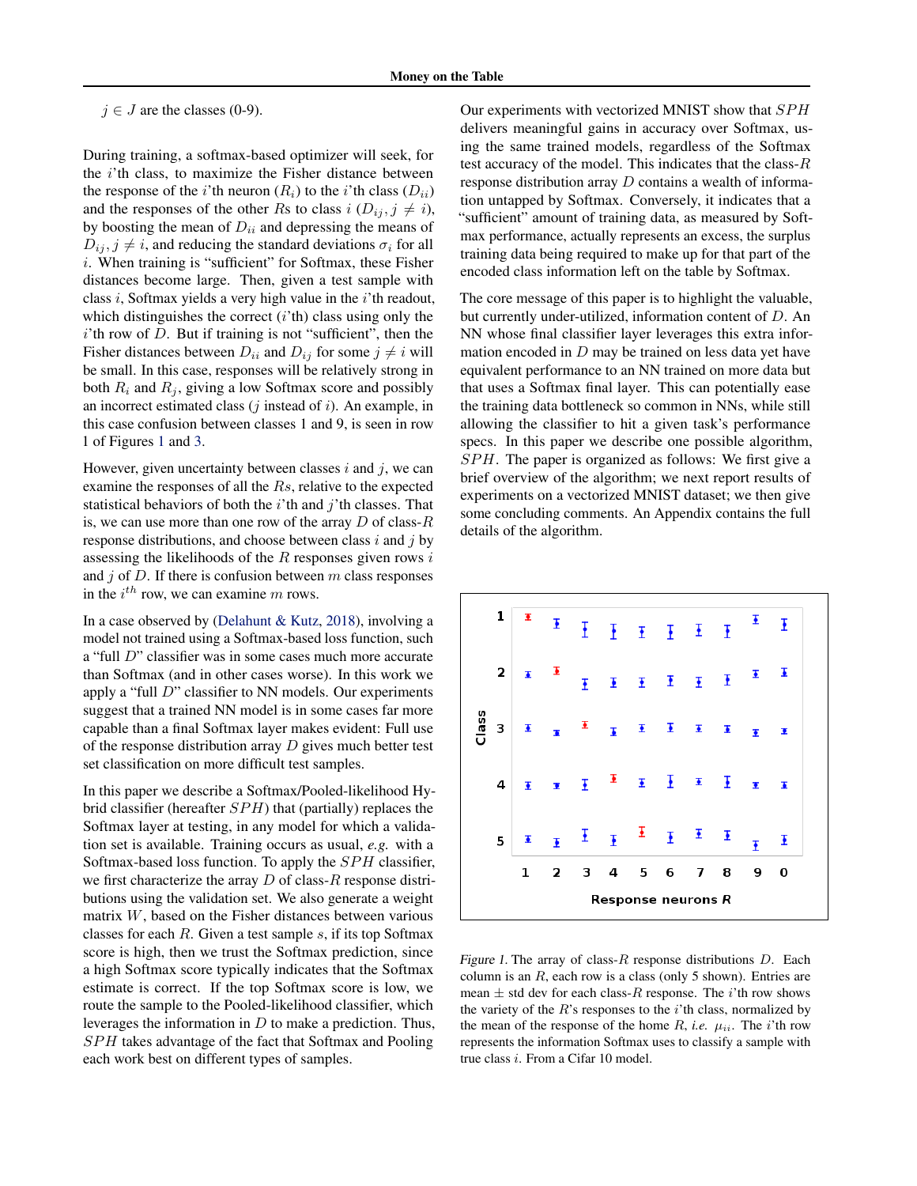$j \in J$ are the classes (0-9).

During training, a softmax-based optimizer will seek, for the $i$'th class, to maximize the Fisher distance between the response of the $i$'th neuron ($R_i$) to the $i$'th class ($D_{ii}$) and the responses of the other $R$s to class $i$ ($D_{ij}, j \neq i$), by boosting the mean of $D_{ii}$ and depressing the means of $D_{ij}, j \neq i$, and reducing the standard deviations $\sigma_i$ for all $i$. When training is "sufficient" for Softmax, these Fisher distances become large. Then, given a test sample with class $i$, Softmax yields a very high value in the $i$'th readout, which distinguishes the correct ($i$'th) class using only the $i$'th row of $D$. But if training is not "sufficient", then the Fisher distances between $D_{ii}$ and $D_{ij}$ for some $j \neq i$ will be small. In this case, responses will be relatively strong in both $R_i$ and $R_j$, giving a low Softmax score and possibly an incorrect estimated class ($j$ instead of $i$). An example, in this case confusion between classes 1 and 9, is seen in row 1 of Figures 1 and 3.

However, given uncertainty between classes $i$ and $j$, we can examine the responses of all the $R$s, relative to the expected statistical behaviors of both the $i$'th and $j$'th classes. That is, we can use more than one row of the array $D$ of class-$R$ response distributions, and choose between class $i$ and $j$ by assessing the likelihoods of the $R$ responses given rows $i$ and $j$ of $D$. If there is confusion between $m$ class responses in the $i^{th}$ row, we can examine $m$ rows.

In a case observed by (Delahunt & Kutz, 2018), involving a model not trained using a Softmax-based loss function, such a "full $D$" classifier was in some cases much more accurate than Softmax (and in other cases worse). In this work we apply a "full $D$" classifier to NN models. Our experiments suggest that a trained NN model is in some cases far more capable than a final Softmax layer makes evident: Full use of the response distribution array $D$ gives much better test set classification on more difficult test samples.

In this paper we describe a Softmax/Pooled-likelihood Hybrid classifier (hereafter $SPH$) that (partially) replaces the Softmax layer at testing, in any model for which a validation set is available. Training occurs as usual, *e.g.* with a Softmax-based loss function. To apply the $SPH$ classifier, we first characterize the array $D$ of class-$R$ response distributions using the validation set. We also generate a weight matrix $W$, based on the Fisher distances between various classes for each $R$. Given a test sample $s$, if its top Softmax score is high, then we trust the Softmax prediction, since a high Softmax score typically indicates that the Softmax estimate is correct. If the top Softmax score is low, we route the sample to the Pooled-likelihood classifier, which leverages the information in $D$ to make a prediction. Thus, $SPH$ takes advantage of the fact that Softmax and Pooling each work best on different types of samples.

Our experiments with vectorized MNIST show that $SPH$ delivers meaningful gains in accuracy over Softmax, using the same trained models, regardless of the Softmax test accuracy of the model. This indicates that the class-$R$ response distribution array $D$ contains a wealth of information untapped by Softmax. Conversely, it indicates that a "sufficient" amount of training data, as measured by Softmax performance, actually represents an excess, the surplus training data being required to make up for that part of the encoded class information left on the table by Softmax.

The core message of this paper is to highlight the valuable, but currently under-utilized, information content of $D$. An NN whose final classifier layer leverages this extra information encoded in $D$ may be trained on less data yet have equivalent performance to an NN trained on more data but that uses a Softmax final layer. This can potentially ease the training data bottleneck so common in NNs, while still allowing the classifier to hit a given task's performance specs. In this paper we describe one possible algorithm, $SPH$. The paper is organized as follows: We first give a brief overview of the algorithm; we next report results of experiments on a vectorized MNIST dataset; we then give some concluding comments. An Appendix contains the full details of the algorithm.

*Figure 1.* The array of class-$R$ response distributions $D$. Each column is an $R$, each row is a class (only 5 shown). Entries are mean $\pm$ std dev for each class-$R$ response. The $i$'th row shows the variety of the $R$'s responses to the $i$'th class, normalized by the mean of the response of the home $R$, *i.e.* $\mu_{ii}$. The $i$'th row represents the information Softmax uses to classify a sample with true class $i$. From a Cifar 10 model.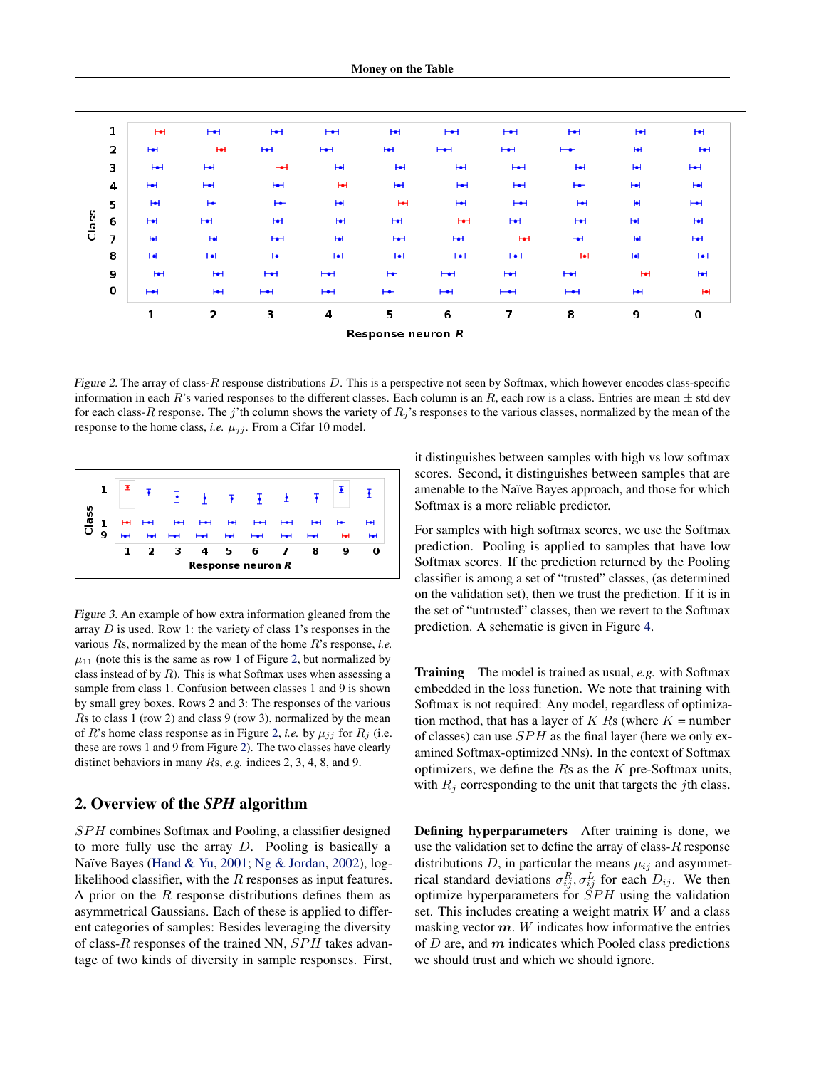*Figure 2.* The array of class-$R$ response distributions $D$. This is a perspective not seen by Softmax, which however encodes class-specific information in each $R$'s varied responses to the different classes. Each column is an $R$, each row is a class. Entries are mean ± std dev for each class-$R$ response. The $j$'th column shows the variety of $R_j$'s responses to the various classes, normalized by the mean of the response to the home class, *i.e.* $\mu_{jj}$. From a Cifar 10 model.

*Figure 3.* An example of how extra information gleaned from the array $D$ is used. Row 1: the variety of class 1's responses in the various $R$s, normalized by the mean of the home $R$'s response, *i.e.* $\mu_{11}$ (note this is the same as row 1 of Figure 2, but normalized by class instead of by $R$). This is what Softmax uses when assessing a sample from class 1. Confusion between classes 1 and 9 is shown by small grey boxes. Rows 2 and 3: The responses of the various $R$s to class 1 (row 2) and class 9 (row 3), normalized by the mean of $R$'s home class response as in Figure 2, *i.e.* by $\mu_{jj}$ for $R_j$ (i.e. these are rows 1 and 9 from Figure 2). The two classes have clearly distinct behaviors in many $R$s, *e.g.* indices 2, 3, 4, 8, and 9.

## 2. Overview of the *SPH* algorithm

$SPH$ combines Softmax and Pooling, a classifier designed to more fully use the array $D$. Pooling is basically a Naïve Bayes (Hand & Yu, 2001; Ng & Jordan, 2002), log-likelihood classifier, with the $R$ responses as input features. A prior on the $R$ response distributions defines them as asymmetrical Gaussians. Each of these is applied to different categories of samples: Besides leveraging the diversity of class-$R$ responses of the trained NN, $SPH$ takes advantage of two kinds of diversity in sample responses. First, it distinguishes between samples with high vs low softmax scores. Second, it distinguishes between samples that are amenable to the Naïve Bayes approach, and those for which Softmax is a more reliable predictor.

For samples with high softmax scores, we use the Softmax prediction. Pooling is applied to samples that have low Softmax scores. If the prediction returned by the Pooling classifier is among a set of "trusted" classes, (as determined on the validation set), then we trust the prediction. If it is in the set of "untrusted" classes, then we revert to the Softmax prediction. A schematic is given in Figure 4.

**Training** The model is trained as usual, *e.g.* with Softmax embedded in the loss function. We note that training with Softmax is not required: Any model, regardless of optimization method, that has a layer of $K$ $R$s (where $K$ = number of classes) can use $SPH$ as the final layer (here we only examined Softmax-optimized NNs). In the context of Softmax optimizers, we define the $R$s as the $K$ pre-Softmax units, with $R_j$ corresponding to the unit that targets the $j$th class.

**Defining hyperparameters** After training is done, we use the validation set to define the array of class-$R$ response distributions $D$, in particular the means $\mu_{ij}$ and asymmetrical standard deviations $\sigma^R_{ij}, \sigma^L_{ij}$ for each $D_{ij}$. We then optimize hyperparameters for $SPH$ using the validation set. This includes creating a weight matrix $W$ and a class masking vector $\boldsymbol{m}$. $W$ indicates how informative the entries of $D$ are, and $\boldsymbol{m}$ indicates which Pooled class predictions we should trust and which we should ignore.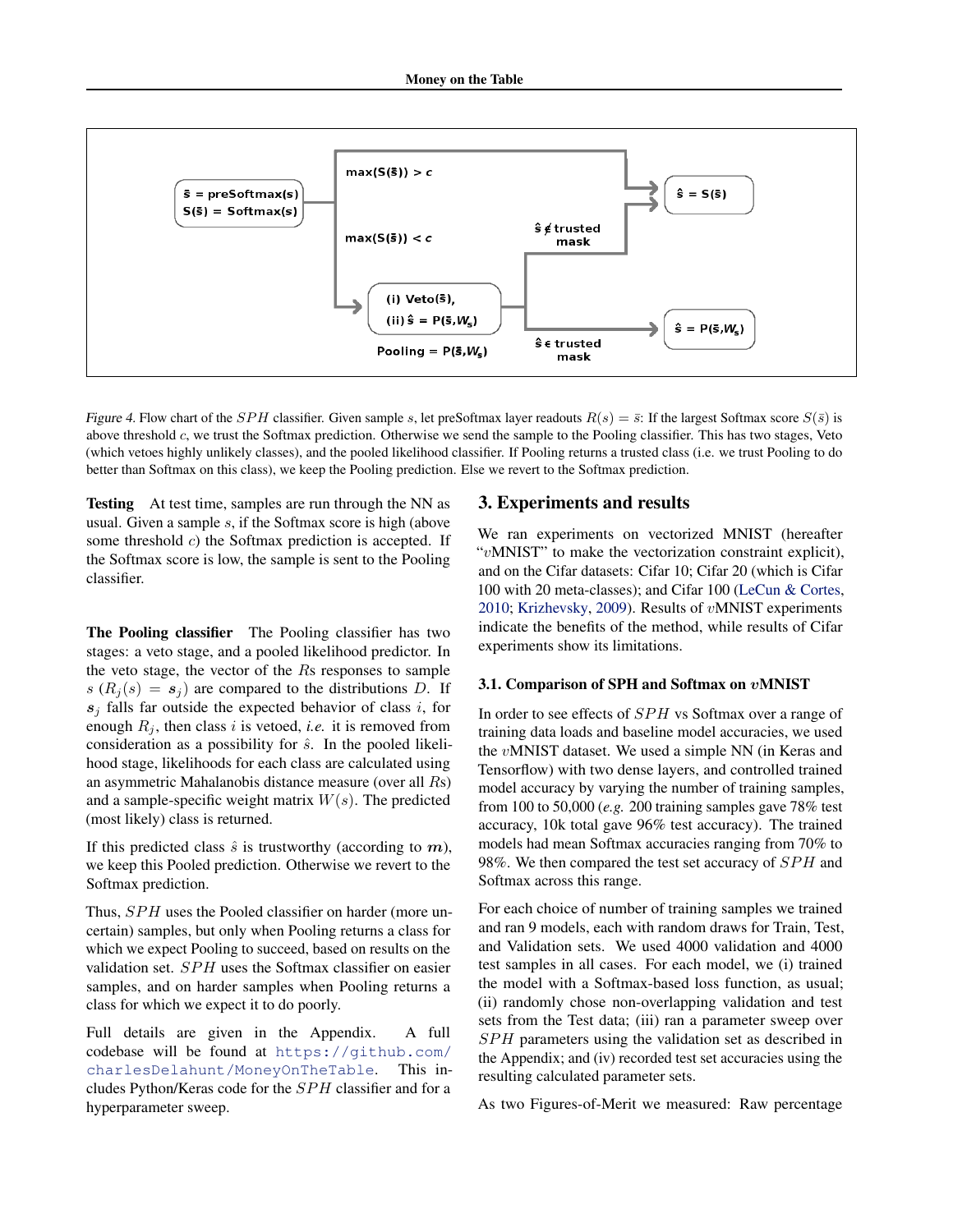Figure 4. Flow chart of the $SPH$ classifier. Given sample $s$, let preSoftmax layer readouts $R(s) = \bar{s}$: If the largest Softmax score $S(\bar{s})$ is above threshold $c$, we trust the Softmax prediction. Otherwise we send the sample to the Pooling classifier. This has two stages, Veto (which vetoes highly unlikely classes), and the pooled likelihood classifier. If Pooling returns a trusted class (i.e. we trust Pooling to do better than Softmax on this class), we keep the Pooling prediction. Else we revert to the Softmax prediction.

**Testing** At test time, samples are run through the NN as usual. Given a sample $s$, if the Softmax score is high (above some threshold $c$) the Softmax prediction is accepted. If the Softmax score is low, the sample is sent to the Pooling classifier.

**The Pooling classifier** The Pooling classifier has two stages: a veto stage, and a pooled likelihood predictor. In the veto stage, the vector of the $R$s responses to sample $s$ ($R_j(s) = \boldsymbol{s}_j$) are compared to the distributions $D$. If $\boldsymbol{s}_j$ falls far outside the expected behavior of class $i$, for enough $R_j$, then class $i$ is vetoed, *i.e.* it is removed from consideration as a possibility for $\hat{s}$. In the pooled likelihood stage, likelihoods for each class are calculated using an asymmetric Mahalanobis distance measure (over all $R$s) and a sample-specific weight matrix $W(s)$. The predicted (most likely) class is returned.

If this predicted class $\hat{s}$ is trustworthy (according to $\boldsymbol{m}$), we keep this Pooled prediction. Otherwise we revert to the Softmax prediction.

Thus, $SPH$ uses the Pooled classifier on harder (more uncertain) samples, but only when Pooling returns a class for which we expect Pooling to succeed, based on results on the validation set. $SPH$ uses the Softmax classifier on easier samples, and on harder samples when Pooling returns a class for which we expect it to do poorly.

Full details are given in the Appendix. A full codebase will be found at https://github.com/charlesDelahunt/MoneyOnTheTable. This includes Python/Keras code for the $SPH$ classifier and for a hyperparameter sweep.

## 3. Experiments and results

We ran experiments on vectorized MNIST (hereafter "$v$MNIST" to make the vectorization constraint explicit), and on the Cifar datasets: Cifar 10; Cifar 20 (which is Cifar 100 with 20 meta-classes); and Cifar 100 (LeCun & Cortes, 2010; Krizhevsky, 2009). Results of $v$MNIST experiments indicate the benefits of the method, while results of Cifar experiments show its limitations.

### 3.1. Comparison of SPH and Softmax on $v$MNIST

In order to see effects of $SPH$ vs Softmax over a range of training data loads and baseline model accuracies, we used the $v$MNIST dataset. We used a simple NN (in Keras and Tensorflow) with two dense layers, and controlled trained model accuracy by varying the number of training samples, from 100 to 50,000 (*e.g.* 200 training samples gave 78% test accuracy, 10k total gave 96% test accuracy). The trained models had mean Softmax accuracies ranging from 70% to 98%. We then compared the test set accuracy of $SPH$ and Softmax across this range.

For each choice of number of training samples we trained and ran 9 models, each with random draws for Train, Test, and Validation sets. We used 4000 validation and 4000 test samples in all cases. For each model, we (i) trained the model with a Softmax-based loss function, as usual; (ii) randomly chose non-overlapping validation and test sets from the Test data; (iii) ran a parameter sweep over $SPH$ parameters using the validation set as described in the Appendix; and (iv) recorded test set accuracies using the resulting calculated parameter sets.

As two Figures-of-Merit we measured: Raw percentage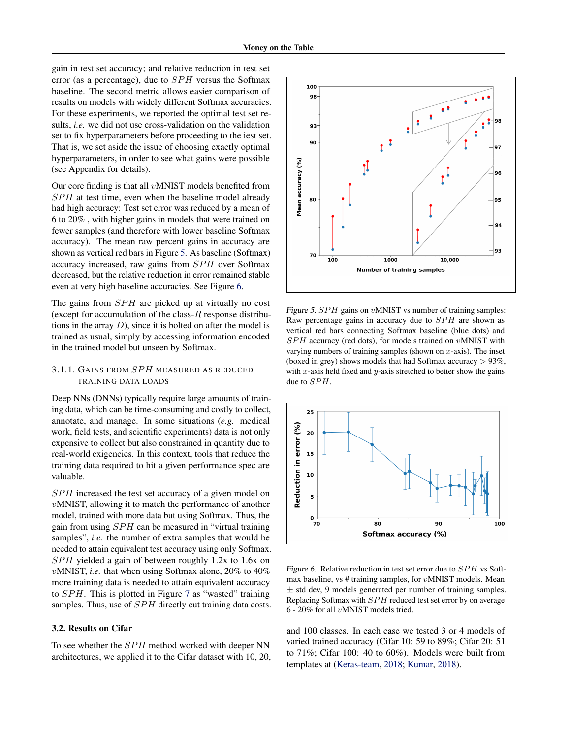gain in test set accuracy; and relative reduction in test set error (as a percentage), due to $SPH$ versus the Softmax baseline. The second metric allows easier comparison of results on models with widely different Softmax accuracies. For these experiments, we reported the optimal test set results, *i.e.* we did not use cross-validation on the validation set to fix hyperparameters before proceeding to the iest set. That is, we set aside the issue of choosing exactly optimal hyperparameters, in order to see what gains were possible (see Appendix for details).

Our core finding is that all $v$MNIST models benefited from $SPH$ at test time, even when the baseline model already had high accuracy: Test set error was reduced by a mean of 6 to 20% , with higher gains in models that were trained on fewer samples (and therefore with lower baseline Softmax accuracy). The mean raw percent gains in accuracy are shown as vertical red bars in Figure 5. As baseline (Softmax) accuracy increased, raw gains from $SPH$ over Softmax decreased, but the relative reduction in error remained stable even at very high baseline accuracies. See Figure 6.

The gains from $SPH$ are picked up at virtually no cost (except for accumulation of the class-$R$ response distributions in the array $D$), since it is bolted on after the model is trained as usual, simply by accessing information encoded in the trained model but unseen by Softmax.

#### 3.1.1. Gains from $SPH$ measured as reduced training data loads

Deep NNs (DNNs) typically require large amounts of training data, which can be time-consuming and costly to collect, annotate, and manage. In some situations (*e.g.* medical work, field tests, and scientific experiments) data is not only expensive to collect but also constrained in quantity due to real-world exigencies. In this context, tools that reduce the training data required to hit a given performance spec are valuable.

$SPH$ increased the test set accuracy of a given model on $v$MNIST, allowing it to match the performance of another model, trained with more data but using Softmax. Thus, the gain from using $SPH$ can be measured in "virtual training samples", *i.e.* the number of extra samples that would be needed to attain equivalent test accuracy using only Softmax. $SPH$ yielded a gain of between roughly 1.2x to 1.6x on $v$MNIST, *i.e.* that when using Softmax alone, 20% to 40% more training data is needed to attain equivalent accuracy to $SPH$. This is plotted in Figure 7 as "wasted" training samples. Thus, use of $SPH$ directly cut training data costs.

*Figure 5.* $SPH$ gains on $v$MNIST vs number of training samples: Raw percentage gains in accuracy due to $SPH$ are shown as vertical red bars connecting Softmax baseline (blue dots) and $SPH$ accuracy (red dots), for models trained on $v$MNIST with varying numbers of training samples (shown on $x$-axis). The inset (boxed in grey) shows models that had Softmax accuracy $> 93\%$, with $x$-axis held fixed and $y$-axis stretched to better show the gains due to $SPH$.

*Figure 6.* Relative reduction in test set error due to $SPH$ vs Softmax baseline, vs # training samples, for $v$MNIST models. Mean $\pm$ std dev, 9 models generated per number of training samples. Replacing Softmax with $SPH$ reduced test set error by on average 6 - 20% for all $v$MNIST models tried.

### 3.2. Results on Cifar

To see whether the $SPH$ method worked with deeper NN architectures, we applied it to the Cifar dataset with 10, 20, and 100 classes. In each case we tested 3 or 4 models of varied trained accuracy (Cifar 10: 59 to 89%; Cifar 20: 51 to 71%; Cifar 100: 40 to 60%). Models were built from templates at (Keras-team, 2018; Kumar, 2018).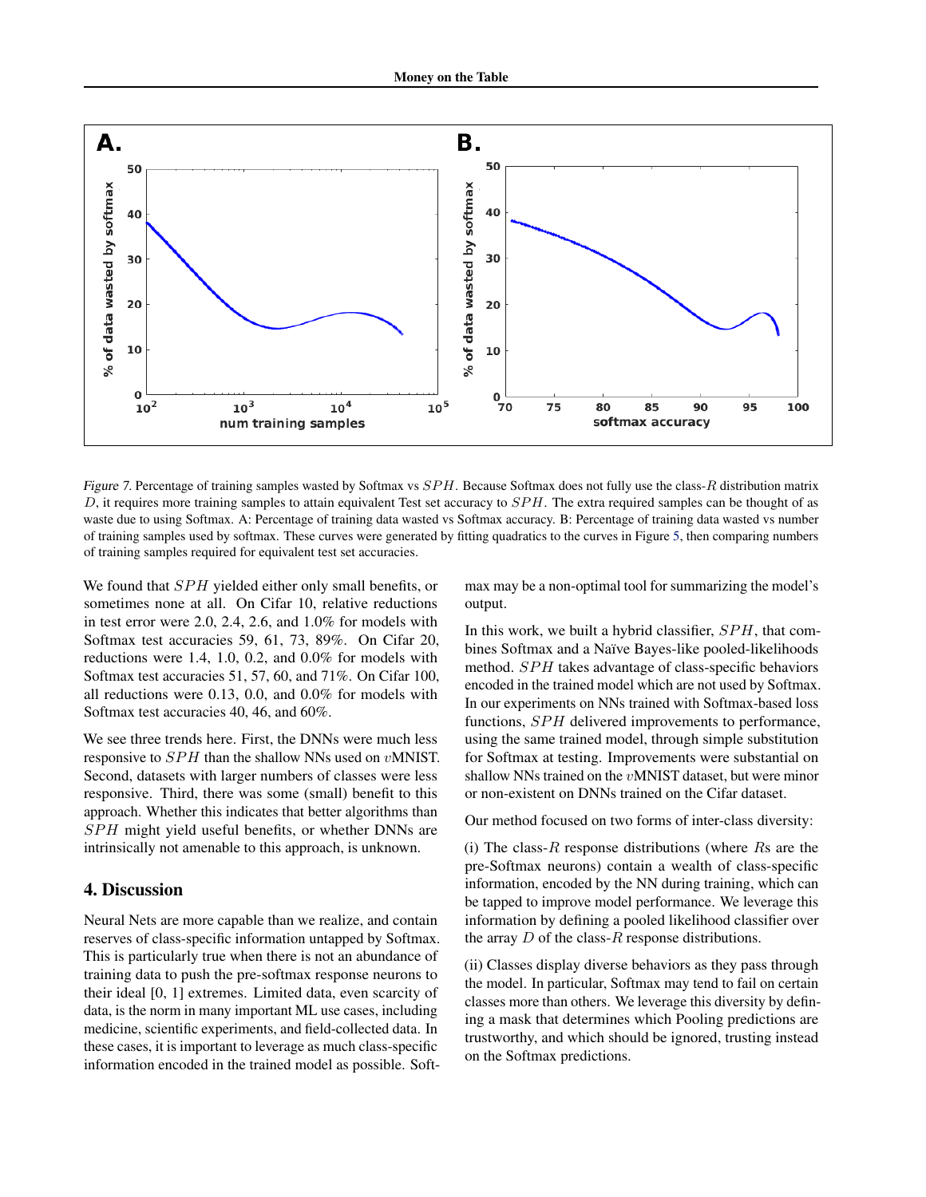*Figure 7.* Percentage of training samples wasted by Softmax vs $SPH$. Because Softmax does not fully use the class-$R$ distribution matrix $D$, it requires more training samples to attain equivalent Test set accuracy to $SPH$. The extra required samples can be thought of as waste due to using Softmax. A: Percentage of training data wasted vs Softmax accuracy. B: Percentage of training data wasted vs number of training samples used by softmax. These curves were generated by fitting quadratics to the curves in Figure 5, then comparing numbers of training samples required for equivalent test set accuracies.

We found that $SPH$ yielded either only small benefits, or sometimes none at all. On Cifar 10, relative reductions in test error were 2.0, 2.4, 2.6, and 1.0% for models with Softmax test accuracies 59, 61, 73, 89%. On Cifar 20, reductions were 1.4, 1.0, 0.2, and 0.0% for models with Softmax test accuracies 51, 57, 60, and 71%. On Cifar 100, all reductions were 0.13, 0.0, and 0.0% for models with Softmax test accuracies 40, 46, and 60%.

We see three trends here. First, the DNNs were much less responsive to $SPH$ than the shallow NNs used on $v$MNIST. Second, datasets with larger numbers of classes were less responsive. Third, there was some (small) benefit to this approach. Whether this indicates that better algorithms than $SPH$ might yield useful benefits, or whether DNNs are intrinsically not amenable to this approach, is unknown.

## 4. Discussion

Neural Nets are more capable than we realize, and contain reserves of class-specific information untapped by Softmax. This is particularly true when there is not an abundance of training data to push the pre-softmax response neurons to their ideal [0, 1] extremes. Limited data, even scarcity of data, is the norm in many important ML use cases, including medicine, scientific experiments, and field-collected data. In these cases, it is important to leverage as much class-specific information encoded in the trained model as possible. Softmax may be a non-optimal tool for summarizing the model's output.

In this work, we built a hybrid classifier, $SPH$, that combines Softmax and a Naïve Bayes-like pooled-likelihoods method. $SPH$ takes advantage of class-specific behaviors encoded in the trained model which are not used by Softmax. In our experiments on NNs trained with Softmax-based loss functions, $SPH$ delivered improvements to performance, using the same trained model, through simple substitution for Softmax at testing. Improvements were substantial on shallow NNs trained on the $v$MNIST dataset, but were minor or non-existent on DNNs trained on the Cifar dataset.

Our method focused on two forms of inter-class diversity:

(i) The class-$R$ response distributions (where $R$s are the pre-Softmax neurons) contain a wealth of class-specific information, encoded by the NN during training, which can be tapped to improve model performance. We leverage this information by defining a pooled likelihood classifier over the array $D$ of the class-$R$ response distributions.

(ii) Classes display diverse behaviors as they pass through the model. In particular, Softmax may tend to fail on certain classes more than others. We leverage this diversity by defining a mask that determines which Pooling predictions are trustworthy, and which should be ignored, trusting instead on the Softmax predictions.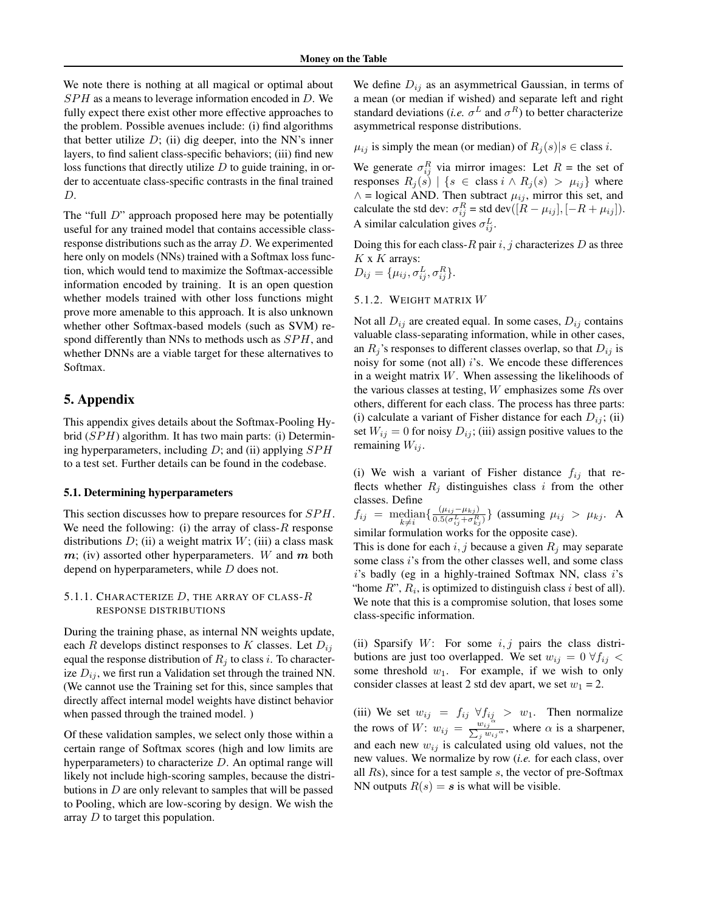We note there is nothing at all magical or optimal about $SPH$ as a means to leverage information encoded in $D$. We fully expect there exist other more effective approaches to the problem. Possible avenues include: (i) find algorithms that better utilize $D$; (ii) dig deeper, into the NN's inner layers, to find salient class-specific behaviors; (iii) find new loss functions that directly utilize $D$ to guide training, in order to accentuate class-specific contrasts in the final trained $D$.

The "full $D$" approach proposed here may be potentially useful for any trained model that contains accessible class-response distributions such as the array $D$. We experimented here only on models (NNs) trained with a Softmax loss function, which would tend to maximize the Softmax-accessible information encoded by training. It is an open question whether models trained with other loss functions might prove more amenable to this approach. It is also unknown whether other Softmax-based models (such as SVM) respond differently than NNs to methods usch as $SPH$, and whether DNNs are a viable target for these alternatives to Softmax.

## 5. Appendix

This appendix gives details about the Softmax-Pooling Hybrid ($SPH$) algorithm. It has two main parts: (i) Determining hyperparameters, including $D$; and (ii) applying $SPH$ to a test set. Further details can be found in the codebase.

### 5.1. Determining hyperparameters

This section discusses how to prepare resources for $SPH$. We need the following: (i) the array of class-$R$ response distributions $D$; (ii) a weight matrix $W$; (iii) a class mask $\boldsymbol{m}$; (iv) assorted other hyperparameters. $W$ and $\boldsymbol{m}$ both depend on hyperparameters, while $D$ does not.

#### 5.1.1. Characterize $D$, the array of class-$R$ response distributions

During the training phase, as internal NN weights update, each $R$ develops distinct responses to $K$ classes. Let $D_{ij}$ equal the response distribution of $R_j$ to class $i$. To characterize $D_{ij}$, we first run a Validation set through the trained NN. (We cannot use the Training set for this, since samples that directly affect internal model weights have distinct behavior when passed through the trained model. )

Of these validation samples, we select only those within a certain range of Softmax scores (high and low limits are hyperparameters) to characterize $D$. An optimal range will likely not include high-scoring samples, because the distributions in $D$ are only relevant to samples that will be passed to Pooling, which are low-scoring by design. We wish the array $D$ to target this population.

We define $D_{ij}$ as an asymmetrical Gaussian, in terms of a mean (or median if wished) and separate left and right standard deviations (*i.e.* $\sigma^L$ and $\sigma^R$) to better characterize asymmetrical response distributions.

$\mu_{ij}$ is simply the mean (or median) of $R_j(s)|s \in$ class $i$.

We generate $\sigma^R_{ij}$ via mirror images: Let $R$ = the set of responses $R_j(s) \mid \{s \in \text{class } i \wedge R_j(s) > \mu_{ij}\}$ where $\wedge$ = logical AND. Then subtract $\mu_{ij}$, mirror this set, and calculate the std dev: $\sigma^R_{ij}$ = std dev($[R - \mu_{ij}], [-R + \mu_{ij}]$). A similar calculation gives $\sigma^L_{ij}$.

Doing this for each class-$R$ pair $i, j$ characterizes $D$ as three $K$ x $K$ arrays:
$D_{ij} = \{\mu_{ij}, \sigma^L_{ij}, \sigma^R_{ij}\}$.

#### 5.1.2. Weight matrix $W$

Not all $D_{ij}$ are created equal. In some cases, $D_{ij}$ contains valuable class-separating information, while in other cases, an $R_j$'s responses to different classes overlap, so that $D_{ij}$ is noisy for some (not all) $i$'s. We encode these differences in a weight matrix $W$. When assessing the likelihoods of the various classes at testing, $W$ emphasizes some $R$s over others, different for each class. The process has three parts: (i) calculate a variant of Fisher distance for each $D_{ij}$; (ii) set $W_{ij} = 0$ for noisy $D_{ij}$; (iii) assign positive values to the remaining $W_{ij}$.

(i) We wish a variant of Fisher distance $f_{ij}$ that reflects whether $R_j$ distinguishes class $i$ from the other classes. Define
$f_{ij} = \underset{k \neq i}{\text{median}}\{\frac{(\mu_{ij} - \mu_{kj})}{0.5(\sigma^L_{ij} + \sigma^R_{kj})}\}$ (assuming $\mu_{ij} > \mu_{kj}$. A similar formulation works for the opposite case).
This is done for each $i, j$ because a given $R_j$ may separate some class $i$'s from the other classes well, and some class $i$'s badly (eg in a highly-trained Softmax NN, class $i$'s "home $R$", $R_i$, is optimized to distinguish class $i$ best of all). We note that this is a compromise solution, that loses some class-specific information.

(ii) Sparsify $W$: For some $i, j$ pairs the class distributions are just too overlapped. We set $w_{ij} = 0 \; \forall f_{ij} <$ some threshold $w_1$. For example, if we wish to only consider classes at least 2 std dev apart, we set $w_1 = 2$.

(iii) We set $w_{ij} = f_{ij} \; \forall f_{ij} > w_1$. Then normalize the rows of $W$: $w_{ij} = \frac{w_{ij}^{\alpha}}{\sum_j w_{ij}^{\alpha}}$, where $\alpha$ is a sharpener, and each new $w_{ij}$ is calculated using old values, not the new values. We normalize by row (*i.e.* for each class, over all $R$s), since for a test sample $s$, the vector of pre-Softmax NN outputs $R(s) = \boldsymbol{s}$ is what will be visible.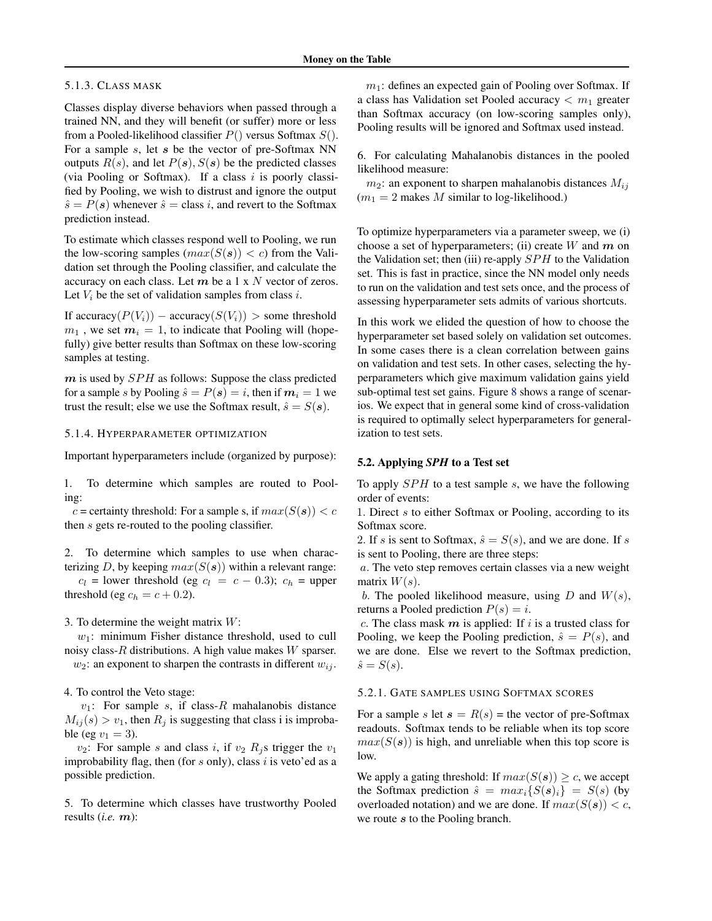#### 5.1.3. Class mask

Classes display diverse behaviors when passed through a trained NN, and they will benefit (or suffer) more or less from a Pooled-likelihood classifier $P()$ versus Softmax $S()$. For a sample $s$, let $\boldsymbol{s}$ be the vector of pre-Softmax NN outputs $R(s)$, and let $P(\boldsymbol{s}), S(\boldsymbol{s})$ be the predicted classes (via Pooling or Softmax). If a class $i$ is poorly classified by Pooling, we wish to distrust and ignore the output $\hat{s} = P(\boldsymbol{s})$ whenever $\hat{s}$ = class $i$, and revert to the Softmax prediction instead.

To estimate which classes respond well to Pooling, we run the low-scoring samples ($max(S(\boldsymbol{s})) < c$) from the Validation set through the Pooling classifier, and calculate the accuracy on each class. Let $\boldsymbol{m}$ be a 1 x $N$ vector of zeros. Let $V_i$ be the set of validation samples from class $i$.

If accuracy$(P(V_i))$ − accuracy$(S(V_i))$ > some threshold $m_1$ , we set $\boldsymbol{m}_i = 1$, to indicate that Pooling will (hopefully) give better results than Softmax on these low-scoring samples at testing.

$\boldsymbol{m}$ is used by $SPH$ as follows: Suppose the class predicted for a sample $s$ by Pooling $\hat{s} = P(\boldsymbol{s}) = i$, then if $\boldsymbol{m}_i = 1$ we trust the result; else we use the Softmax result, $\hat{s} = S(\boldsymbol{s})$.

#### 5.1.4. Hyperparameter optimization

Important hyperparameters include (organized by purpose):

1. To determine which samples are routed to Pooling:
$c$ = certainty threshold: For a sample s, if $max(S(\boldsymbol{s})) < c$ then $s$ gets re-routed to the pooling classifier.

2. To determine which samples to use when characterizing $D$, by keeping $max(S(\boldsymbol{s}))$ within a relevant range:
$c_l$ = lower threshold (eg $c_l = c - 0.3$); $c_h$ = upper threshold (eg $c_h = c + 0.2$).

3. To determine the weight matrix $W$:
$w_1$: minimum Fisher distance threshold, used to cull noisy class-$R$ distributions. A high value makes $W$ sparser.
$w_2$: an exponent to sharpen the contrasts in different $w_{ij}$.

4. To control the Veto stage:
$v_1$: For sample $s$, if class-$R$ mahalanobis distance $M_{ij}(s) > v_1$, then $R_j$ is suggesting that class i is improbable (eg $v_1 = 3$).
$v_2$: For sample $s$ and class $i$, if $v_2$ $R_j$s trigger the $v_1$ improbability flag, then (for $s$ only), class $i$ is veto'ed as a possible prediction.

5. To determine which classes have trustworthy Pooled results (*i.e.* $\boldsymbol{m}$):
$m_1$: defines an expected gain of Pooling over Softmax. If a class has Validation set Pooled accuracy < $m_1$ greater than Softmax accuracy (on low-scoring samples only), Pooling results will be ignored and Softmax used instead.

6. For calculating Mahalanobis distances in the pooled likelihood measure:
$m_2$: an exponent to sharpen mahalanobis distances $M_{ij}$ ($m_1 = 2$ makes $M$ similar to log-likelihood.)

To optimize hyperparameters via a parameter sweep, we (i) choose a set of hyperparameters; (ii) create $W$ and $\boldsymbol{m}$ on the Validation set; then (iii) re-apply $SPH$ to the Validation set. This is fast in practice, since the NN model only needs to run on the validation and test sets once, and the process of assessing hyperparameter sets admits of various shortcuts.

In this work we elided the question of how to choose the hyperparameter set based solely on validation set outcomes. In some cases there is a clean correlation between gains on validation and test sets. In other cases, selecting the hyperparameters which give maximum validation gains yield sub-optimal test set gains. Figure 8 shows a range of scenarios. We expect that in general some kind of cross-validation is required to optimally select hyperparameters for generalization to test sets.

### 5.2. Applying *SPH* to a Test set

To apply $SPH$ to a test sample $s$, we have the following order of events:
1. Direct $s$ to either Softmax or Pooling, according to its Softmax score.
2. If $s$ is sent to Softmax, $\hat{s} = S(s)$, and we are done. If $s$ is sent to Pooling, there are three steps:
*a*. The veto step removes certain classes via a new weight matrix $W(s)$.
*b*. The pooled likelihood measure, using $D$ and $W(s)$, returns a Pooled prediction $P(s) = i$.
*c*. The class mask $\boldsymbol{m}$ is applied: If $i$ is a trusted class for Pooling, we keep the Pooling prediction, $\hat{s} = P(s)$, and we are done. Else we revert to the Softmax prediction, $\hat{s} = S(s)$.

#### 5.2.1. Gate samples using Softmax scores

For a sample $s$ let $\boldsymbol{s} = R(s)$ = the vector of pre-Softmax readouts. Softmax tends to be reliable when its top score $max(S(\boldsymbol{s}))$ is high, and unreliable when this top score is low.

We apply a gating threshold: If $max(S(\boldsymbol{s})) \geq c$, we accept the Softmax prediction $\hat{s} = max_i\{S(\boldsymbol{s})_i\} = S(s)$ (by overloaded notation) and we are done. If $max(S(\boldsymbol{s})) < c$, we route $\boldsymbol{s}$ to the Pooling branch.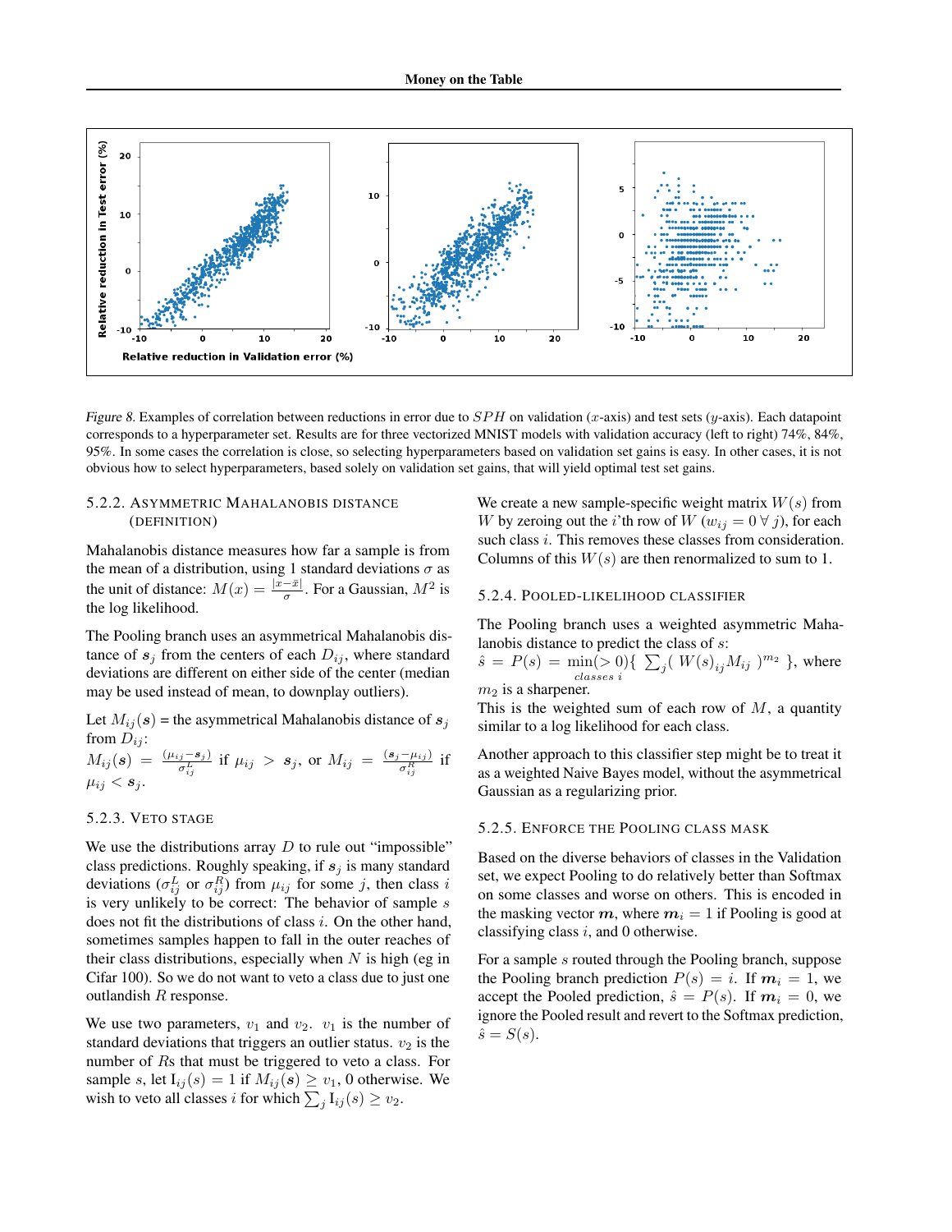*Figure 8.* Examples of correlation between reductions in error due to $SPH$ on validation ($x$-axis) and test sets ($y$-axis). Each datapoint corresponds to a hyperparameter set. Results are for three vectorized MNIST models with validation accuracy (left to right) 74%, 84%, 95%. In some cases the correlation is close, so selecting hyperparameters based on validation set gains is easy. In other cases, it is not obvious how to select hyperparameters, based solely on validation set gains, that will yield optimal test set gains.

#### 5.2.2. Asymmetric Mahalanobis distance (definition)

Mahalanobis distance measures how far a sample is from the mean of a distribution, using 1 standard deviations $\sigma$ as the unit of distance: $M(x) = \frac{|x - \bar{x}|}{\sigma}$. For a Gaussian, $M^2$ is the log likelihood.

The Pooling branch uses an asymmetrical Mahalanobis distance of $\boldsymbol{s}_j$ from the centers of each $D_{ij}$, where standard deviations are different on either side of the center (median may be used instead of mean, to downplay outliers).

Let $M_{ij}(\boldsymbol{s})$ = the asymmetrical Mahalanobis distance of $\boldsymbol{s}_j$ from $D_{ij}$:
$M_{ij}(\boldsymbol{s}) = \frac{(\mu_{ij} - \boldsymbol{s}_j)}{\sigma^L_{ij}}$ if $\mu_{ij} > \boldsymbol{s}_j$, or $M_{ij} = \frac{(\boldsymbol{s}_j - \mu_{ij})}{\sigma^R_{ij}}$ if $\mu_{ij} < \boldsymbol{s}_j$.

#### 5.2.3. Veto stage

We use the distributions array $D$ to rule out "impossible" class predictions. Roughly speaking, if $\boldsymbol{s}_j$ is many standard deviations ($\sigma^L_{ij}$ or $\sigma^R_{ij}$) from $\mu_{ij}$ for some $j$, then class $i$ is very unlikely to be correct: The behavior of sample $s$ does not fit the distributions of class $i$. On the other hand, sometimes samples happen to fall in the outer reaches of their class distributions, especially when $N$ is high (eg in Cifar 100). So we do not want to veto a class due to just one outlandish $R$ response.

We use two parameters, $v_1$ and $v_2$. $v_1$ is the number of standard deviations that triggers an outlier status. $v_2$ is the number of $R$s that must be triggered to veto a class. For sample $s$, let $\mathrm{I}_{ij}(s) = 1$ if $M_{ij}(\boldsymbol{s}) \geq v_1$, 0 otherwise. We wish to veto all classes $i$ for which $\sum_j \mathrm{I}_{ij}(s) \geq v_2$.

We create a new sample-specific weight matrix $W(s)$ from $W$ by zeroing out the $i$'th row of $W$ ($w_{ij} = 0 \; \forall \; j$), for each such class $i$. This removes these classes from consideration. Columns of this $W(s)$ are then renormalized to sum to 1.

#### 5.2.4. Pooled-likelihood classifier

The Pooling branch uses a weighted asymmetric Mahalanobis distance to predict the class of $s$:
$\hat{s} = P(s) = \min_{classes\ i}(>0)\{ \sum_j ( W(s)_{ij} M_{ij} )^{m_2} \}$, where $m_2$ is a sharpener.
This is the weighted sum of each row of $M$, a quantity similar to a log likelihood for each class.

Another approach to this classifier step might be to treat it as a weighted Naive Bayes model, without the asymmetrical Gaussian as a regularizing prior.

#### 5.2.5. Enforce the Pooling class mask

Based on the diverse behaviors of classes in the Validation set, we expect Pooling to do relatively better than Softmax on some classes and worse on others. This is encoded in the masking vector $\boldsymbol{m}$, where $\boldsymbol{m}_i = 1$ if Pooling is good at classifying class $i$, and 0 otherwise.

For a sample $s$ routed through the Pooling branch, suppose the Pooling branch prediction $P(s) = i$. If $\boldsymbol{m}_i = 1$, we accept the Pooled prediction, $\hat{s} = P(s)$. If $\boldsymbol{m}_i = 0$, we ignore the Pooled result and revert to the Softmax prediction, $\hat{s} = S(s)$.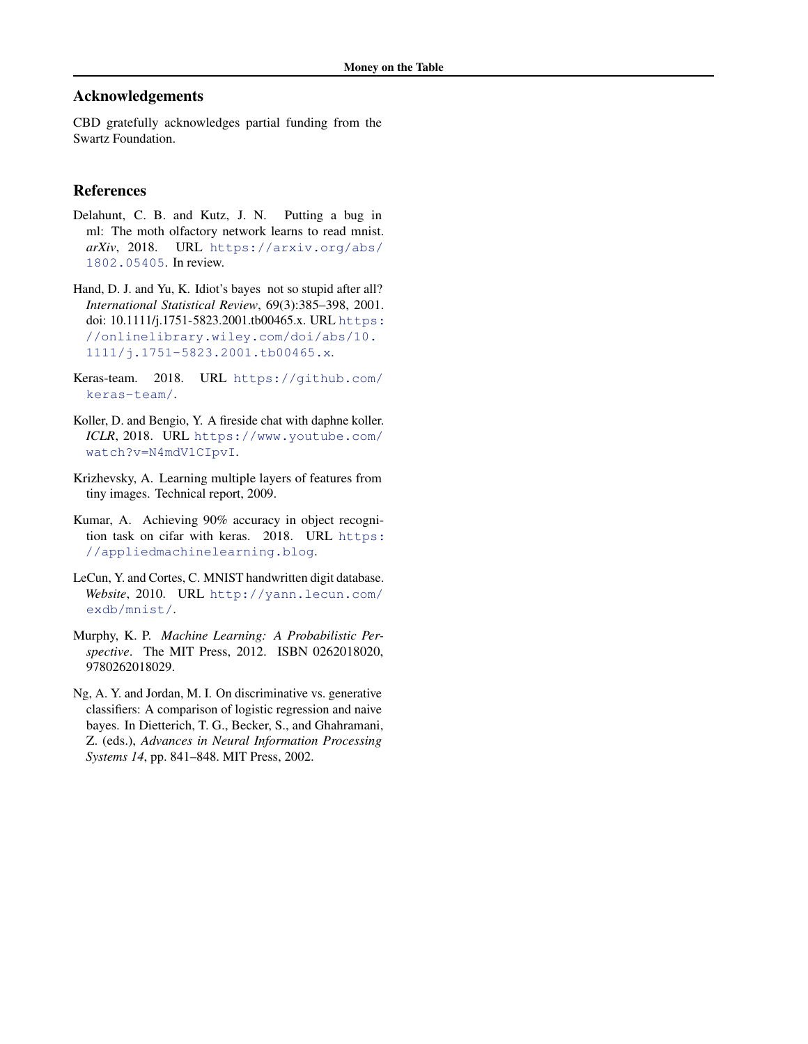## Acknowledgements

CBD gratefully acknowledges partial funding from the Swartz Foundation.

## References

Delahunt, C. B. and Kutz, J. N. Putting a bug in ml: The moth olfactory network learns to read mnist. *arXiv*, 2018. URL https://arxiv.org/abs/1802.05405. In review.

Hand, D. J. and Yu, K. Idiot's bayes not so stupid after all? *International Statistical Review*, 69(3):385–398, 2001. doi: 10.1111/j.1751-5823.2001.tb00465.x. URL https://onlinelibrary.wiley.com/doi/abs/10.1111/j.1751-5823.2001.tb00465.x.

Keras-team. 2018. URL https://github.com/keras-team/.

Koller, D. and Bengio, Y. A fireside chat with daphne koller. *ICLR*, 2018. URL https://www.youtube.com/watch?v=N4mdV1CIpvI.

Krizhevsky, A. Learning multiple layers of features from tiny images. Technical report, 2009.

Kumar, A. Achieving 90% accuracy in object recognition task on cifar with keras. 2018. URL https://appliedmachinelearning.blog.

LeCun, Y. and Cortes, C. MNIST handwritten digit database. *Website*, 2010. URL http://yann.lecun.com/exdb/mnist/.

Murphy, K. P. *Machine Learning: A Probabilistic Perspective*. The MIT Press, 2012. ISBN 0262018020, 9780262018029.

Ng, A. Y. and Jordan, M. I. On discriminative vs. generative classifiers: A comparison of logistic regression and naive bayes. In Dietterich, T. G., Becker, S., and Ghahramani, Z. (eds.), *Advances in Neural Information Processing Systems 14*, pp. 841–848. MIT Press, 2002.